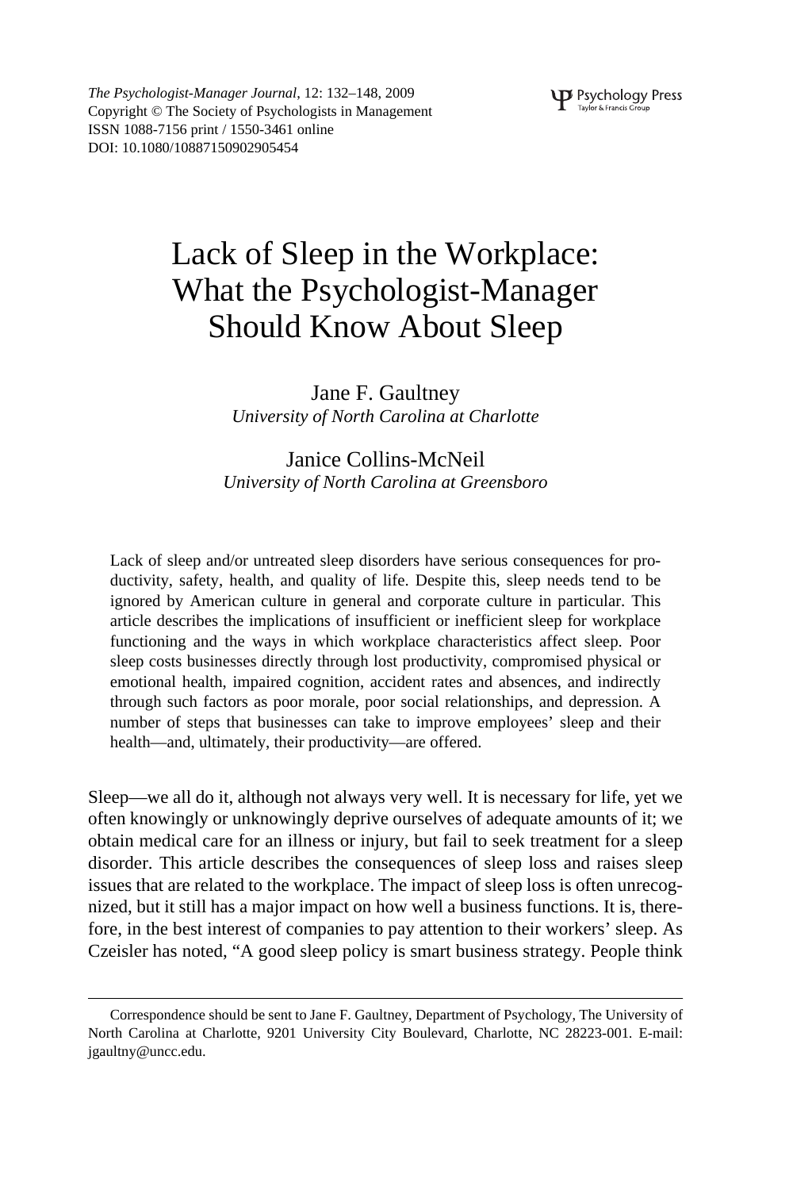*The Psychologist-Manager Journal*, 12: 132–148, 2009
Copyright © The Society of Psychologists in Management
ISSN 1088-7156 print / 1550-3461 online
DOI: 10.1080/10887150902905454

# Lack of Sleep in the Workplace: What the Psychologist-Manager Should Know About Sleep

Jane F. Gaultney
*University of North Carolina at Charlotte*

Janice Collins-McNeil
*University of North Carolina at Greensboro*

Lack of sleep and/or untreated sleep disorders have serious consequences for productivity, safety, health, and quality of life. Despite this, sleep needs tend to be ignored by American culture in general and corporate culture in particular. This article describes the implications of insufficient or inefficient sleep for workplace functioning and the ways in which workplace characteristics affect sleep. Poor sleep costs businesses directly through lost productivity, compromised physical or emotional health, impaired cognition, accident rates and absences, and indirectly through such factors as poor morale, poor social relationships, and depression. A number of steps that businesses can take to improve employees' sleep and their health—and, ultimately, their productivity—are offered.

Sleep—we all do it, although not always very well. It is necessary for life, yet we often knowingly or unknowingly deprive ourselves of adequate amounts of it; we obtain medical care for an illness or injury, but fail to seek treatment for a sleep disorder. This article describes the consequences of sleep loss and raises sleep issues that are related to the workplace. The impact of sleep loss is often unrecognized, but it still has a major impact on how well a business functions. It is, therefore, in the best interest of companies to pay attention to their workers' sleep. As Czeisler has noted, "A good sleep policy is smart business strategy. People think

Correspondence should be sent to Jane F. Gaultney, Department of Psychology, The University of North Carolina at Charlotte, 9201 University City Boulevard, Charlotte, NC 28223-001. E-mail: jgaultny@uncc.edu.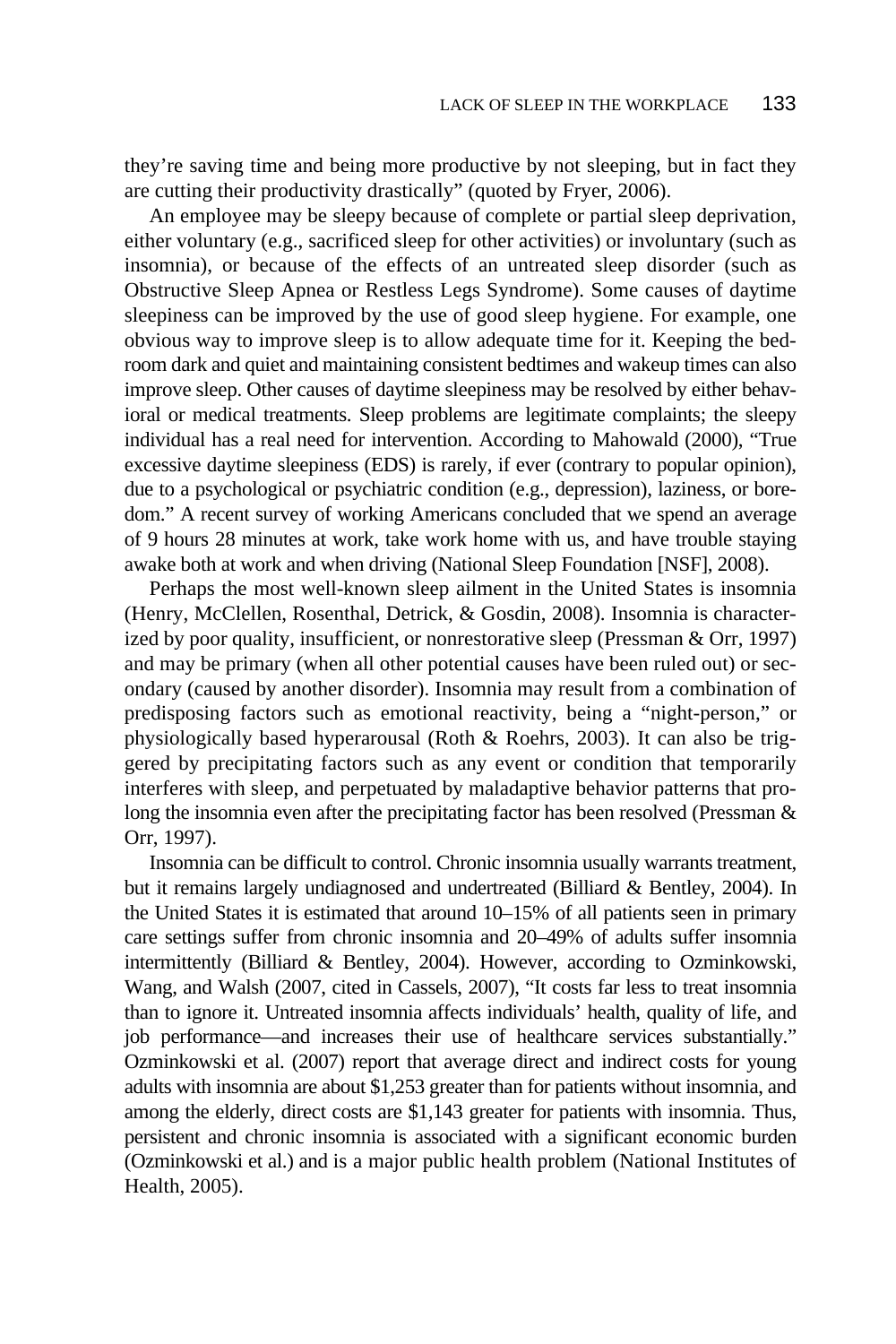they're saving time and being more productive by not sleeping, but in fact they are cutting their productivity drastically" (quoted by Fryer, 2006).

An employee may be sleepy because of complete or partial sleep deprivation, either voluntary (e.g., sacrificed sleep for other activities) or involuntary (such as insomnia), or because of the effects of an untreated sleep disorder (such as Obstructive Sleep Apnea or Restless Legs Syndrome). Some causes of daytime sleepiness can be improved by the use of good sleep hygiene. For example, one obvious way to improve sleep is to allow adequate time for it. Keeping the bedroom dark and quiet and maintaining consistent bedtimes and wakeup times can also improve sleep. Other causes of daytime sleepiness may be resolved by either behavioral or medical treatments. Sleep problems are legitimate complaints; the sleepy individual has a real need for intervention. According to Mahowald (2000), "True excessive daytime sleepiness (EDS) is rarely, if ever (contrary to popular opinion), due to a psychological or psychiatric condition (e.g., depression), laziness, or boredom." A recent survey of working Americans concluded that we spend an average of 9 hours 28 minutes at work, take work home with us, and have trouble staying awake both at work and when driving (National Sleep Foundation [NSF], 2008).

Perhaps the most well-known sleep ailment in the United States is insomnia (Henry, McClellen, Rosenthal, Detrick, & Gosdin, 2008). Insomnia is characterized by poor quality, insufficient, or nonrestorative sleep (Pressman & Orr, 1997) and may be primary (when all other potential causes have been ruled out) or secondary (caused by another disorder). Insomnia may result from a combination of predisposing factors such as emotional reactivity, being a "night-person," or physiologically based hyperarousal (Roth & Roehrs, 2003). It can also be triggered by precipitating factors such as any event or condition that temporarily interferes with sleep, and perpetuated by maladaptive behavior patterns that prolong the insomnia even after the precipitating factor has been resolved (Pressman & Orr, 1997).

Insomnia can be difficult to control. Chronic insomnia usually warrants treatment, but it remains largely undiagnosed and undertreated (Billiard & Bentley, 2004). In the United States it is estimated that around 10–15% of all patients seen in primary care settings suffer from chronic insomnia and 20–49% of adults suffer insomnia intermittently (Billiard & Bentley, 2004). However, according to Ozminkowski, Wang, and Walsh (2007, cited in Cassels, 2007), "It costs far less to treat insomnia than to ignore it. Untreated insomnia affects individuals' health, quality of life, and job performance—and increases their use of healthcare services substantially." Ozminkowski et al. (2007) report that average direct and indirect costs for young adults with insomnia are about $1,253 greater than for patients without insomnia, and among the elderly, direct costs are $1,143 greater for patients with insomnia. Thus, persistent and chronic insomnia is associated with a significant economic burden (Ozminkowski et al.) and is a major public health problem (National Institutes of Health, 2005).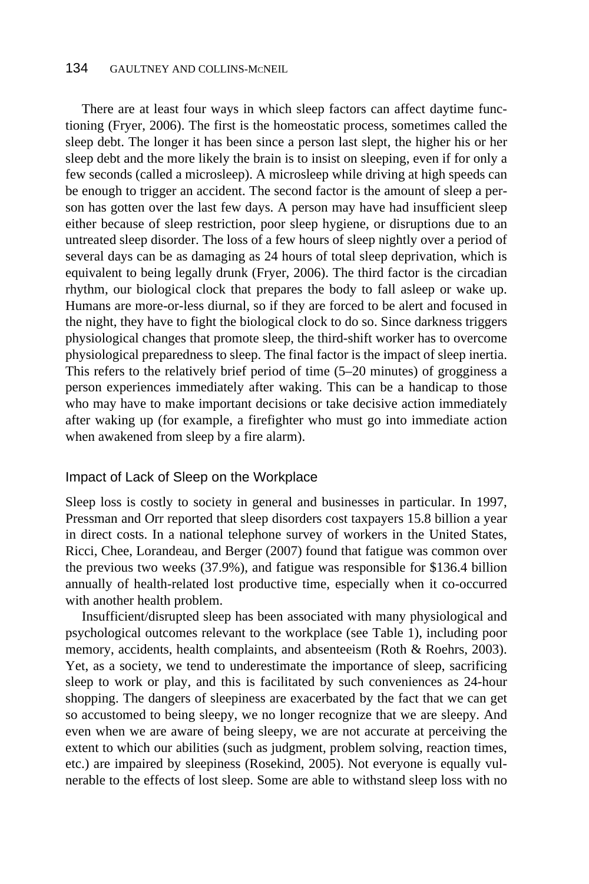There are at least four ways in which sleep factors can affect daytime functioning (Fryer, 2006). The first is the homeostatic process, sometimes called the sleep debt. The longer it has been since a person last slept, the higher his or her sleep debt and the more likely the brain is to insist on sleeping, even if for only a few seconds (called a microsleep). A microsleep while driving at high speeds can be enough to trigger an accident. The second factor is the amount of sleep a person has gotten over the last few days. A person may have had insufficient sleep either because of sleep restriction, poor sleep hygiene, or disruptions due to an untreated sleep disorder. The loss of a few hours of sleep nightly over a period of several days can be as damaging as 24 hours of total sleep deprivation, which is equivalent to being legally drunk (Fryer, 2006). The third factor is the circadian rhythm, our biological clock that prepares the body to fall asleep or wake up. Humans are more-or-less diurnal, so if they are forced to be alert and focused in the night, they have to fight the biological clock to do so. Since darkness triggers physiological changes that promote sleep, the third-shift worker has to overcome physiological preparedness to sleep. The final factor is the impact of sleep inertia. This refers to the relatively brief period of time (5–20 minutes) of grogginess a person experiences immediately after waking. This can be a handicap to those who may have to make important decisions or take decisive action immediately after waking up (for example, a firefighter who must go into immediate action when awakened from sleep by a fire alarm).

## Impact of Lack of Sleep on the Workplace

Sleep loss is costly to society in general and businesses in particular. In 1997, Pressman and Orr reported that sleep disorders cost taxpayers 15.8 billion a year in direct costs. In a national telephone survey of workers in the United States, Ricci, Chee, Lorandeau, and Berger (2007) found that fatigue was common over the previous two weeks (37.9%), and fatigue was responsible for $136.4 billion annually of health-related lost productive time, especially when it co-occurred with another health problem.

Insufficient/disrupted sleep has been associated with many physiological and psychological outcomes relevant to the workplace (see Table 1), including poor memory, accidents, health complaints, and absenteeism (Roth & Roehrs, 2003). Yet, as a society, we tend to underestimate the importance of sleep, sacrificing sleep to work or play, and this is facilitated by such conveniences as 24-hour shopping. The dangers of sleepiness are exacerbated by the fact that we can get so accustomed to being sleepy, we no longer recognize that we are sleepy. And even when we are aware of being sleepy, we are not accurate at perceiving the extent to which our abilities (such as judgment, problem solving, reaction times, etc.) are impaired by sleepiness (Rosekind, 2005). Not everyone is equally vulnerable to the effects of lost sleep. Some are able to withstand sleep loss with no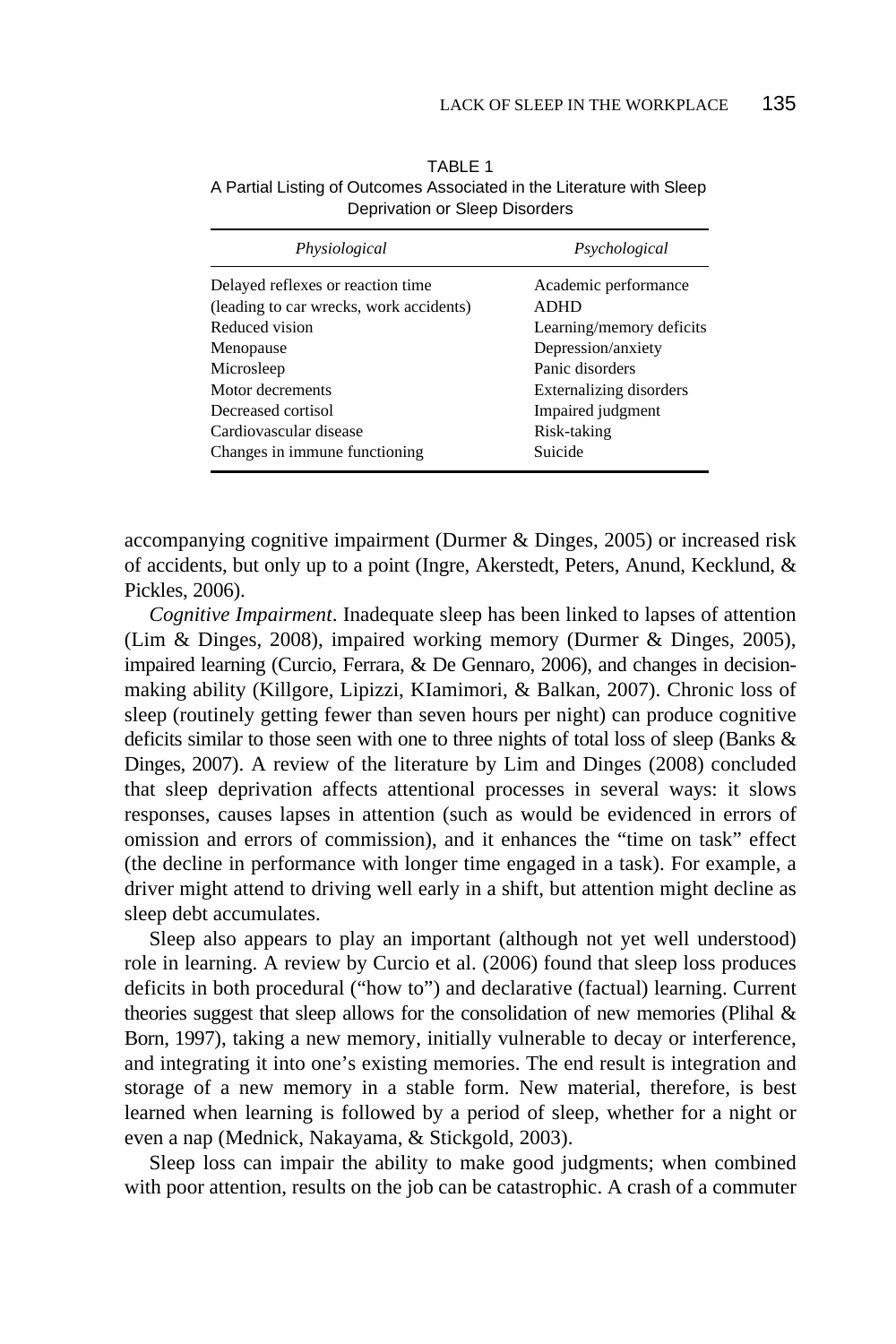TABLE 1
A Partial Listing of Outcomes Associated in the Literature with Sleep Deprivation or Sleep Disorders

| *Physiological* | *Psychological* |
|---|---|
| Delayed reflexes or reaction time (leading to car wrecks, work accidents) | Academic performance |
| | ADHD |
| Reduced vision | Learning/memory deficits |
| Menopause | Depression/anxiety |
| Microsleep | Panic disorders |
| Motor decrements | Externalizing disorders |
| Decreased cortisol | Impaired judgment |
| Cardiovascular disease | Risk-taking |
| Changes in immune functioning | Suicide |

accompanying cognitive impairment (Durmer & Dinges, 2005) or increased risk of accidents, but only up to a point (Ingre, Akerstedt, Peters, Anund, Kecklund, & Pickles, 2006).

*Cognitive Impairment*. Inadequate sleep has been linked to lapses of attention (Lim & Dinges, 2008), impaired working memory (Durmer & Dinges, 2005), impaired learning (Curcio, Ferrara, & De Gennaro, 2006), and changes in decision-making ability (Killgore, Lipizzi, KIamimori, & Balkan, 2007). Chronic loss of sleep (routinely getting fewer than seven hours per night) can produce cognitive deficits similar to those seen with one to three nights of total loss of sleep (Banks & Dinges, 2007). A review of the literature by Lim and Dinges (2008) concluded that sleep deprivation affects attentional processes in several ways: it slows responses, causes lapses in attention (such as would be evidenced in errors of omission and errors of commission), and it enhances the "time on task" effect (the decline in performance with longer time engaged in a task). For example, a driver might attend to driving well early in a shift, but attention might decline as sleep debt accumulates.

Sleep also appears to play an important (although not yet well understood) role in learning. A review by Curcio et al. (2006) found that sleep loss produces deficits in both procedural ("how to") and declarative (factual) learning. Current theories suggest that sleep allows for the consolidation of new memories (Plihal & Born, 1997), taking a new memory, initially vulnerable to decay or interference, and integrating it into one's existing memories. The end result is integration and storage of a new memory in a stable form. New material, therefore, is best learned when learning is followed by a period of sleep, whether for a night or even a nap (Mednick, Nakayama, & Stickgold, 2003).

Sleep loss can impair the ability to make good judgments; when combined with poor attention, results on the job can be catastrophic. A crash of a commuter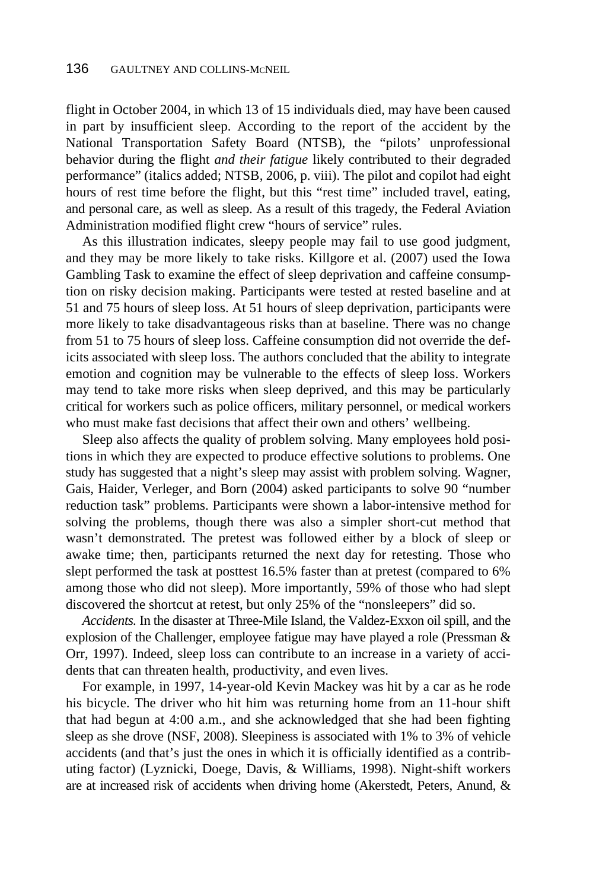flight in October 2004, in which 13 of 15 individuals died, may have been caused in part by insufficient sleep. According to the report of the accident by the National Transportation Safety Board (NTSB), the "pilots' unprofessional behavior during the flight *and their fatigue* likely contributed to their degraded performance" (italics added; NTSB, 2006, p. viii). The pilot and copilot had eight hours of rest time before the flight, but this "rest time" included travel, eating, and personal care, as well as sleep. As a result of this tragedy, the Federal Aviation Administration modified flight crew "hours of service" rules.

As this illustration indicates, sleepy people may fail to use good judgment, and they may be more likely to take risks. Killgore et al. (2007) used the Iowa Gambling Task to examine the effect of sleep deprivation and caffeine consumption on risky decision making. Participants were tested at rested baseline and at 51 and 75 hours of sleep loss. At 51 hours of sleep deprivation, participants were more likely to take disadvantageous risks than at baseline. There was no change from 51 to 75 hours of sleep loss. Caffeine consumption did not override the deficits associated with sleep loss. The authors concluded that the ability to integrate emotion and cognition may be vulnerable to the effects of sleep loss. Workers may tend to take more risks when sleep deprived, and this may be particularly critical for workers such as police officers, military personnel, or medical workers who must make fast decisions that affect their own and others' wellbeing.

Sleep also affects the quality of problem solving. Many employees hold positions in which they are expected to produce effective solutions to problems. One study has suggested that a night's sleep may assist with problem solving. Wagner, Gais, Haider, Verleger, and Born (2004) asked participants to solve 90 "number reduction task" problems. Participants were shown a labor-intensive method for solving the problems, though there was also a simpler short-cut method that wasn't demonstrated. The pretest was followed either by a block of sleep or awake time; then, participants returned the next day for retesting. Those who slept performed the task at posttest 16.5% faster than at pretest (compared to 6% among those who did not sleep). More importantly, 59% of those who had slept discovered the shortcut at retest, but only 25% of the "nonsleepers" did so.

*Accidents.* In the disaster at Three-Mile Island, the Valdez-Exxon oil spill, and the explosion of the Challenger, employee fatigue may have played a role (Pressman & Orr, 1997). Indeed, sleep loss can contribute to an increase in a variety of accidents that can threaten health, productivity, and even lives.

For example, in 1997, 14-year-old Kevin Mackey was hit by a car as he rode his bicycle. The driver who hit him was returning home from an 11-hour shift that had begun at 4:00 a.m., and she acknowledged that she had been fighting sleep as she drove (NSF, 2008). Sleepiness is associated with 1% to 3% of vehicle accidents (and that's just the ones in which it is officially identified as a contributing factor) (Lyznicki, Doege, Davis, & Williams, 1998). Night-shift workers are at increased risk of accidents when driving home (Akerstedt, Peters, Anund, &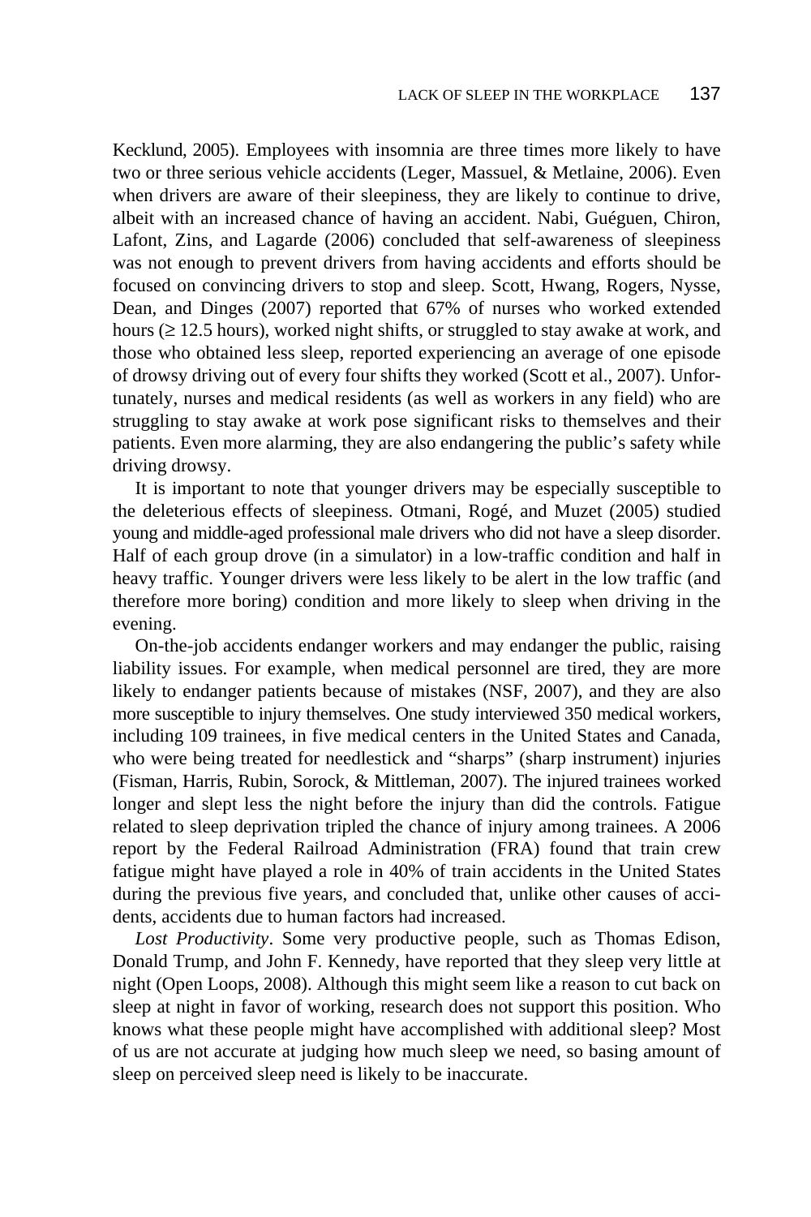Kecklund, 2005). Employees with insomnia are three times more likely to have two or three serious vehicle accidents (Leger, Massuel, & Metlaine, 2006). Even when drivers are aware of their sleepiness, they are likely to continue to drive, albeit with an increased chance of having an accident. Nabi, Guéguen, Chiron, Lafont, Zins, and Lagarde (2006) concluded that self-awareness of sleepiness was not enough to prevent drivers from having accidents and efforts should be focused on convincing drivers to stop and sleep. Scott, Hwang, Rogers, Nysse, Dean, and Dinges (2007) reported that 67% of nurses who worked extended hours (≥ 12.5 hours), worked night shifts, or struggled to stay awake at work, and those who obtained less sleep, reported experiencing an average of one episode of drowsy driving out of every four shifts they worked (Scott et al., 2007). Unfortunately, nurses and medical residents (as well as workers in any field) who are struggling to stay awake at work pose significant risks to themselves and their patients. Even more alarming, they are also endangering the public's safety while driving drowsy.

It is important to note that younger drivers may be especially susceptible to the deleterious effects of sleepiness. Otmani, Rogé, and Muzet (2005) studied young and middle-aged professional male drivers who did not have a sleep disorder. Half of each group drove (in a simulator) in a low-traffic condition and half in heavy traffic. Younger drivers were less likely to be alert in the low traffic (and therefore more boring) condition and more likely to sleep when driving in the evening.

On-the-job accidents endanger workers and may endanger the public, raising liability issues. For example, when medical personnel are tired, they are more likely to endanger patients because of mistakes (NSF, 2007), and they are also more susceptible to injury themselves. One study interviewed 350 medical workers, including 109 trainees, in five medical centers in the United States and Canada, who were being treated for needlestick and "sharps" (sharp instrument) injuries (Fisman, Harris, Rubin, Sorock, & Mittleman, 2007). The injured trainees worked longer and slept less the night before the injury than did the controls. Fatigue related to sleep deprivation tripled the chance of injury among trainees. A 2006 report by the Federal Railroad Administration (FRA) found that train crew fatigue might have played a role in 40% of train accidents in the United States during the previous five years, and concluded that, unlike other causes of accidents, accidents due to human factors had increased.

*Lost Productivity*. Some very productive people, such as Thomas Edison, Donald Trump, and John F. Kennedy, have reported that they sleep very little at night (Open Loops, 2008). Although this might seem like a reason to cut back on sleep at night in favor of working, research does not support this position. Who knows what these people might have accomplished with additional sleep? Most of us are not accurate at judging how much sleep we need, so basing amount of sleep on perceived sleep need is likely to be inaccurate.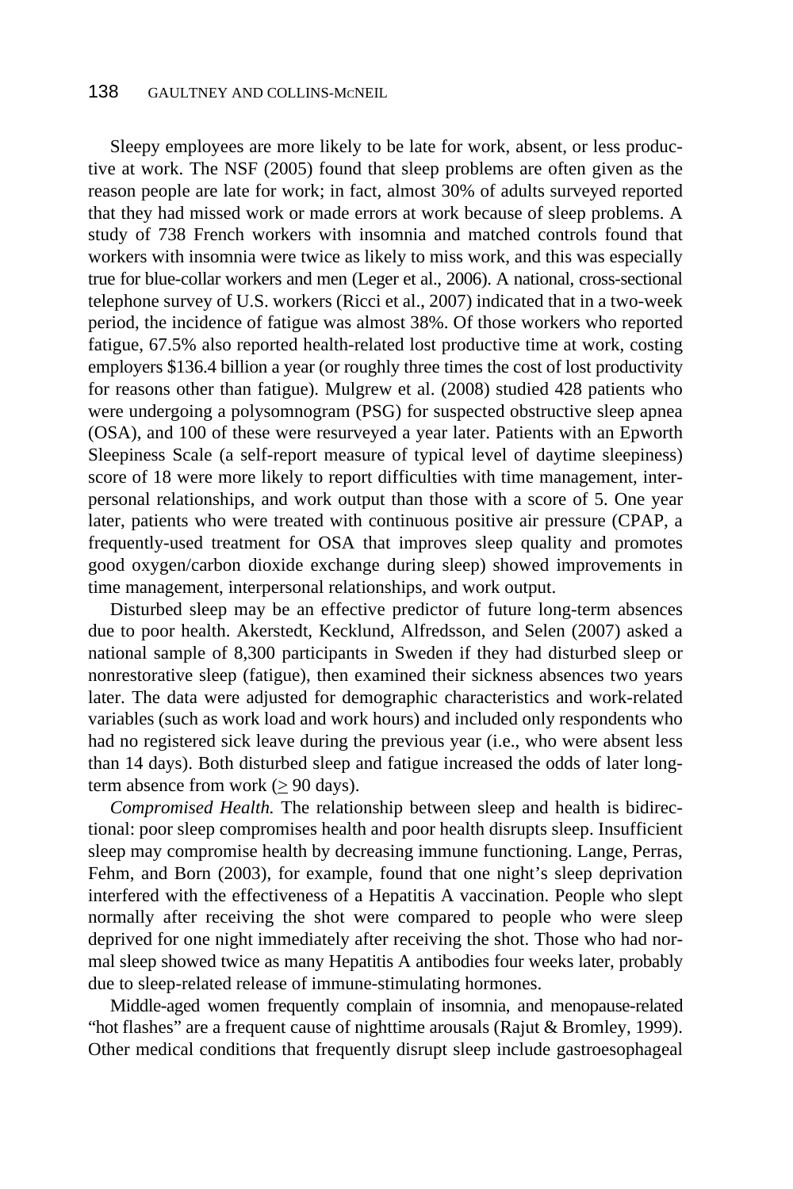Sleepy employees are more likely to be late for work, absent, or less productive at work. The NSF (2005) found that sleep problems are often given as the reason people are late for work; in fact, almost 30% of adults surveyed reported that they had missed work or made errors at work because of sleep problems. A study of 738 French workers with insomnia and matched controls found that workers with insomnia were twice as likely to miss work, and this was especially true for blue-collar workers and men (Leger et al., 2006). A national, cross-sectional telephone survey of U.S. workers (Ricci et al., 2007) indicated that in a two-week period, the incidence of fatigue was almost 38%. Of those workers who reported fatigue, 67.5% also reported health-related lost productive time at work, costing employers $136.4 billion a year (or roughly three times the cost of lost productivity for reasons other than fatigue). Mulgrew et al. (2008) studied 428 patients who were undergoing a polysomnogram (PSG) for suspected obstructive sleep apnea (OSA), and 100 of these were resurveyed a year later. Patients with an Epworth Sleepiness Scale (a self-report measure of typical level of daytime sleepiness) score of 18 were more likely to report difficulties with time management, interpersonal relationships, and work output than those with a score of 5. One year later, patients who were treated with continuous positive air pressure (CPAP, a frequently-used treatment for OSA that improves sleep quality and promotes good oxygen/carbon dioxide exchange during sleep) showed improvements in time management, interpersonal relationships, and work output.

Disturbed sleep may be an effective predictor of future long-term absences due to poor health. Akerstedt, Kecklund, Alfredsson, and Selen (2007) asked a national sample of 8,300 participants in Sweden if they had disturbed sleep or nonrestorative sleep (fatigue), then examined their sickness absences two years later. The data were adjusted for demographic characteristics and work-related variables (such as work load and work hours) and included only respondents who had no registered sick leave during the previous year (i.e., who were absent less than 14 days). Both disturbed sleep and fatigue increased the odds of later long-term absence from work ($\geq$ 90 days).

*Compromised Health.* The relationship between sleep and health is bidirectional: poor sleep compromises health and poor health disrupts sleep. Insufficient sleep may compromise health by decreasing immune functioning. Lange, Perras, Fehm, and Born (2003), for example, found that one night's sleep deprivation interfered with the effectiveness of a Hepatitis A vaccination. People who slept normally after receiving the shot were compared to people who were sleep deprived for one night immediately after receiving the shot. Those who had normal sleep showed twice as many Hepatitis A antibodies four weeks later, probably due to sleep-related release of immune-stimulating hormones.

Middle-aged women frequently complain of insomnia, and menopause-related "hot flashes" are a frequent cause of nighttime arousals (Rajut & Bromley, 1999). Other medical conditions that frequently disrupt sleep include gastroesophageal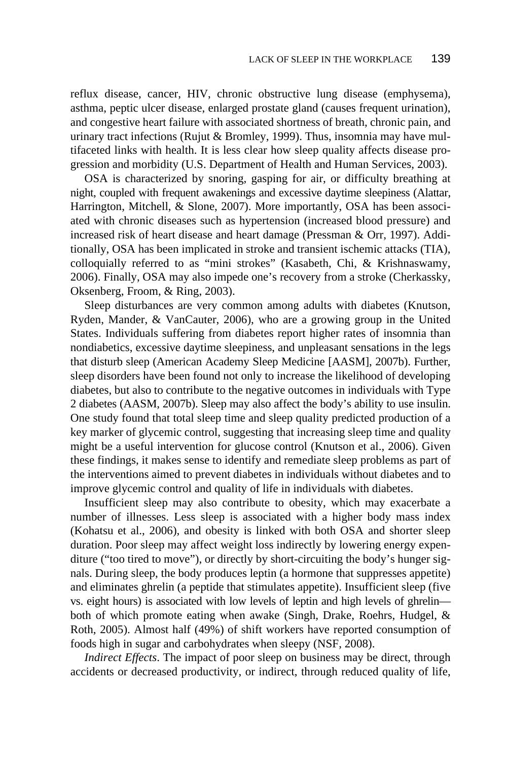reflux disease, cancer, HIV, chronic obstructive lung disease (emphysema), asthma, peptic ulcer disease, enlarged prostate gland (causes frequent urination), and congestive heart failure with associated shortness of breath, chronic pain, and urinary tract infections (Rujut & Bromley, 1999). Thus, insomnia may have multifaceted links with health. It is less clear how sleep quality affects disease progression and morbidity (U.S. Department of Health and Human Services, 2003).

OSA is characterized by snoring, gasping for air, or difficulty breathing at night, coupled with frequent awakenings and excessive daytime sleepiness (Alattar, Harrington, Mitchell, & Slone, 2007). More importantly, OSA has been associated with chronic diseases such as hypertension (increased blood pressure) and increased risk of heart disease and heart damage (Pressman & Orr, 1997). Additionally, OSA has been implicated in stroke and transient ischemic attacks (TIA), colloquially referred to as "mini strokes" (Kasabeth, Chi, & Krishnaswamy, 2006). Finally, OSA may also impede one's recovery from a stroke (Cherkassky, Oksenberg, Froom, & Ring, 2003).

Sleep disturbances are very common among adults with diabetes (Knutson, Ryden, Mander, & VanCauter, 2006), who are a growing group in the United States. Individuals suffering from diabetes report higher rates of insomnia than nondiabetics, excessive daytime sleepiness, and unpleasant sensations in the legs that disturb sleep (American Academy Sleep Medicine [AASM], 2007b). Further, sleep disorders have been found not only to increase the likelihood of developing diabetes, but also to contribute to the negative outcomes in individuals with Type 2 diabetes (AASM, 2007b). Sleep may also affect the body's ability to use insulin. One study found that total sleep time and sleep quality predicted production of a key marker of glycemic control, suggesting that increasing sleep time and quality might be a useful intervention for glucose control (Knutson et al., 2006). Given these findings, it makes sense to identify and remediate sleep problems as part of the interventions aimed to prevent diabetes in individuals without diabetes and to improve glycemic control and quality of life in individuals with diabetes.

Insufficient sleep may also contribute to obesity, which may exacerbate a number of illnesses. Less sleep is associated with a higher body mass index (Kohatsu et al., 2006), and obesity is linked with both OSA and shorter sleep duration. Poor sleep may affect weight loss indirectly by lowering energy expenditure ("too tired to move"), or directly by short-circuiting the body's hunger signals. During sleep, the body produces leptin (a hormone that suppresses appetite) and eliminates ghrelin (a peptide that stimulates appetite). Insufficient sleep (five vs. eight hours) is associated with low levels of leptin and high levels of ghrelin—both of which promote eating when awake (Singh, Drake, Roehrs, Hudgel, & Roth, 2005). Almost half (49%) of shift workers have reported consumption of foods high in sugar and carbohydrates when sleepy (NSF, 2008).

*Indirect Effects*. The impact of poor sleep on business may be direct, through accidents or decreased productivity, or indirect, through reduced quality of life,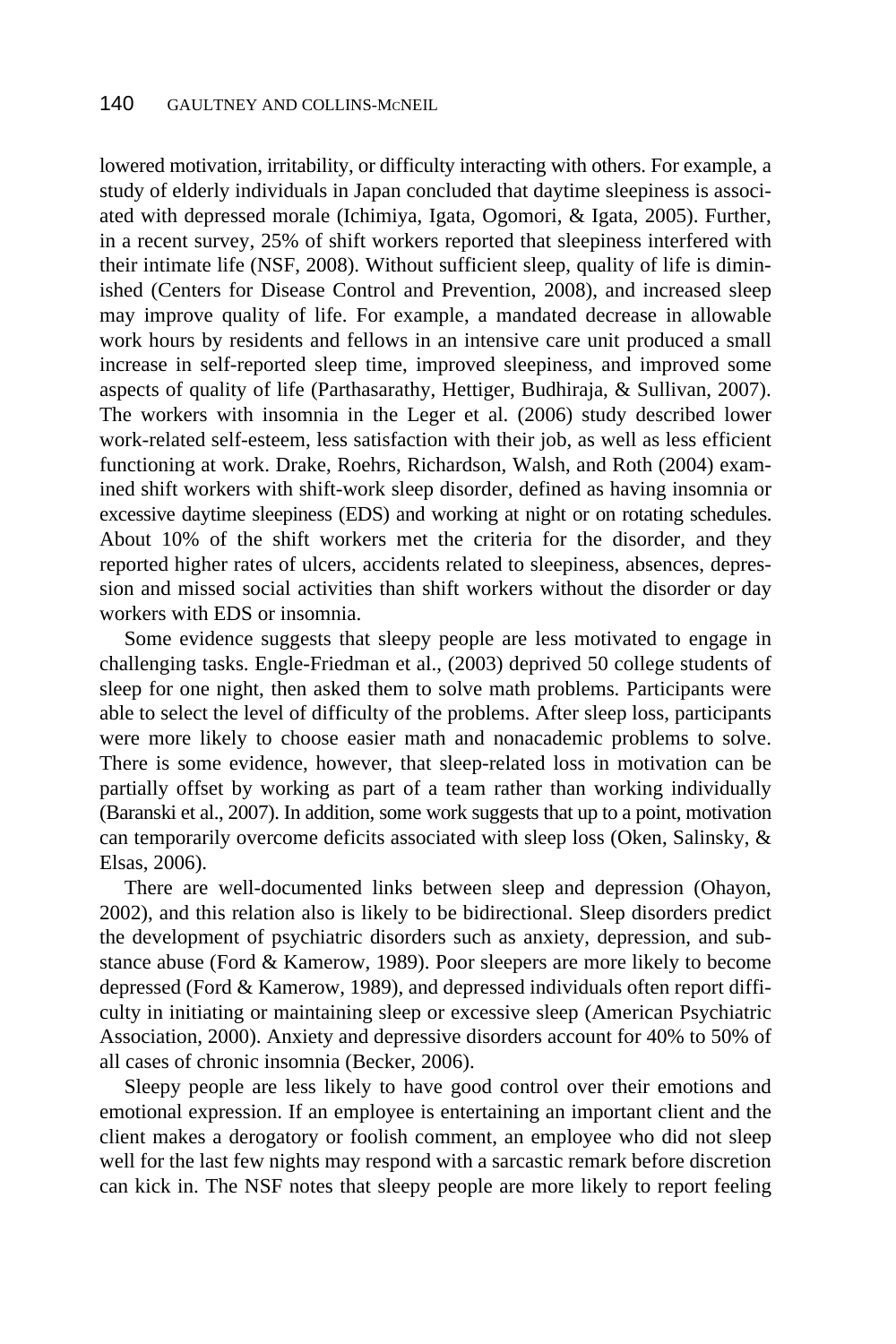lowered motivation, irritability, or difficulty interacting with others. For example, a study of elderly individuals in Japan concluded that daytime sleepiness is associated with depressed morale (Ichimiya, Igata, Ogomori, & Igata, 2005). Further, in a recent survey, 25% of shift workers reported that sleepiness interfered with their intimate life (NSF, 2008). Without sufficient sleep, quality of life is diminished (Centers for Disease Control and Prevention, 2008), and increased sleep may improve quality of life. For example, a mandated decrease in allowable work hours by residents and fellows in an intensive care unit produced a small increase in self-reported sleep time, improved sleepiness, and improved some aspects of quality of life (Parthasarathy, Hettiger, Budhiraja, & Sullivan, 2007). The workers with insomnia in the Leger et al. (2006) study described lower work-related self-esteem, less satisfaction with their job, as well as less efficient functioning at work. Drake, Roehrs, Richardson, Walsh, and Roth (2004) examined shift workers with shift-work sleep disorder, defined as having insomnia or excessive daytime sleepiness (EDS) and working at night or on rotating schedules. About 10% of the shift workers met the criteria for the disorder, and they reported higher rates of ulcers, accidents related to sleepiness, absences, depression and missed social activities than shift workers without the disorder or day workers with EDS or insomnia.

Some evidence suggests that sleepy people are less motivated to engage in challenging tasks. Engle-Friedman et al., (2003) deprived 50 college students of sleep for one night, then asked them to solve math problems. Participants were able to select the level of difficulty of the problems. After sleep loss, participants were more likely to choose easier math and nonacademic problems to solve. There is some evidence, however, that sleep-related loss in motivation can be partially offset by working as part of a team rather than working individually (Baranski et al., 2007). In addition, some work suggests that up to a point, motivation can temporarily overcome deficits associated with sleep loss (Oken, Salinsky, & Elsas, 2006).

There are well-documented links between sleep and depression (Ohayon, 2002), and this relation also is likely to be bidirectional. Sleep disorders predict the development of psychiatric disorders such as anxiety, depression, and substance abuse (Ford & Kamerow, 1989). Poor sleepers are more likely to become depressed (Ford & Kamerow, 1989), and depressed individuals often report difficulty in initiating or maintaining sleep or excessive sleep (American Psychiatric Association, 2000). Anxiety and depressive disorders account for 40% to 50% of all cases of chronic insomnia (Becker, 2006).

Sleepy people are less likely to have good control over their emotions and emotional expression. If an employee is entertaining an important client and the client makes a derogatory or foolish comment, an employee who did not sleep well for the last few nights may respond with a sarcastic remark before discretion can kick in. The NSF notes that sleepy people are more likely to report feeling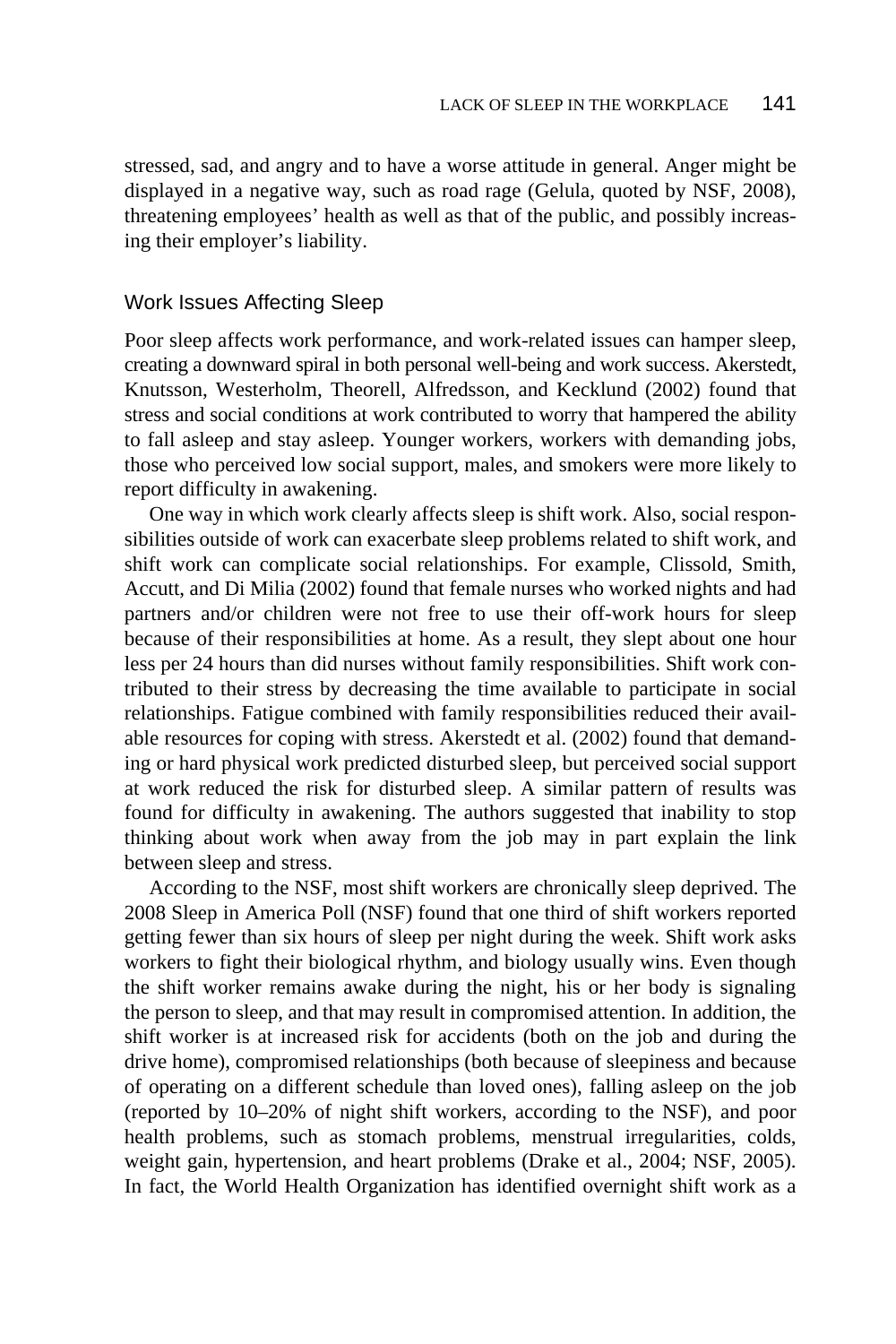stressed, sad, and angry and to have a worse attitude in general. Anger might be displayed in a negative way, such as road rage (Gelula, quoted by NSF, 2008), threatening employees' health as well as that of the public, and possibly increasing their employer's liability.

## Work Issues Affecting Sleep

Poor sleep affects work performance, and work-related issues can hamper sleep, creating a downward spiral in both personal well-being and work success. Akerstedt, Knutsson, Westerholm, Theorell, Alfredsson, and Kecklund (2002) found that stress and social conditions at work contributed to worry that hampered the ability to fall asleep and stay asleep. Younger workers, workers with demanding jobs, those who perceived low social support, males, and smokers were more likely to report difficulty in awakening.

One way in which work clearly affects sleep is shift work. Also, social responsibilities outside of work can exacerbate sleep problems related to shift work, and shift work can complicate social relationships. For example, Clissold, Smith, Accutt, and Di Milia (2002) found that female nurses who worked nights and had partners and/or children were not free to use their off-work hours for sleep because of their responsibilities at home. As a result, they slept about one hour less per 24 hours than did nurses without family responsibilities. Shift work contributed to their stress by decreasing the time available to participate in social relationships. Fatigue combined with family responsibilities reduced their available resources for coping with stress. Akerstedt et al. (2002) found that demanding or hard physical work predicted disturbed sleep, but perceived social support at work reduced the risk for disturbed sleep. A similar pattern of results was found for difficulty in awakening. The authors suggested that inability to stop thinking about work when away from the job may in part explain the link between sleep and stress.

According to the NSF, most shift workers are chronically sleep deprived. The 2008 Sleep in America Poll (NSF) found that one third of shift workers reported getting fewer than six hours of sleep per night during the week. Shift work asks workers to fight their biological rhythm, and biology usually wins. Even though the shift worker remains awake during the night, his or her body is signaling the person to sleep, and that may result in compromised attention. In addition, the shift worker is at increased risk for accidents (both on the job and during the drive home), compromised relationships (both because of sleepiness and because of operating on a different schedule than loved ones), falling asleep on the job (reported by 10–20% of night shift workers, according to the NSF), and poor health problems, such as stomach problems, menstrual irregularities, colds, weight gain, hypertension, and heart problems (Drake et al., 2004; NSF, 2005). In fact, the World Health Organization has identified overnight shift work as a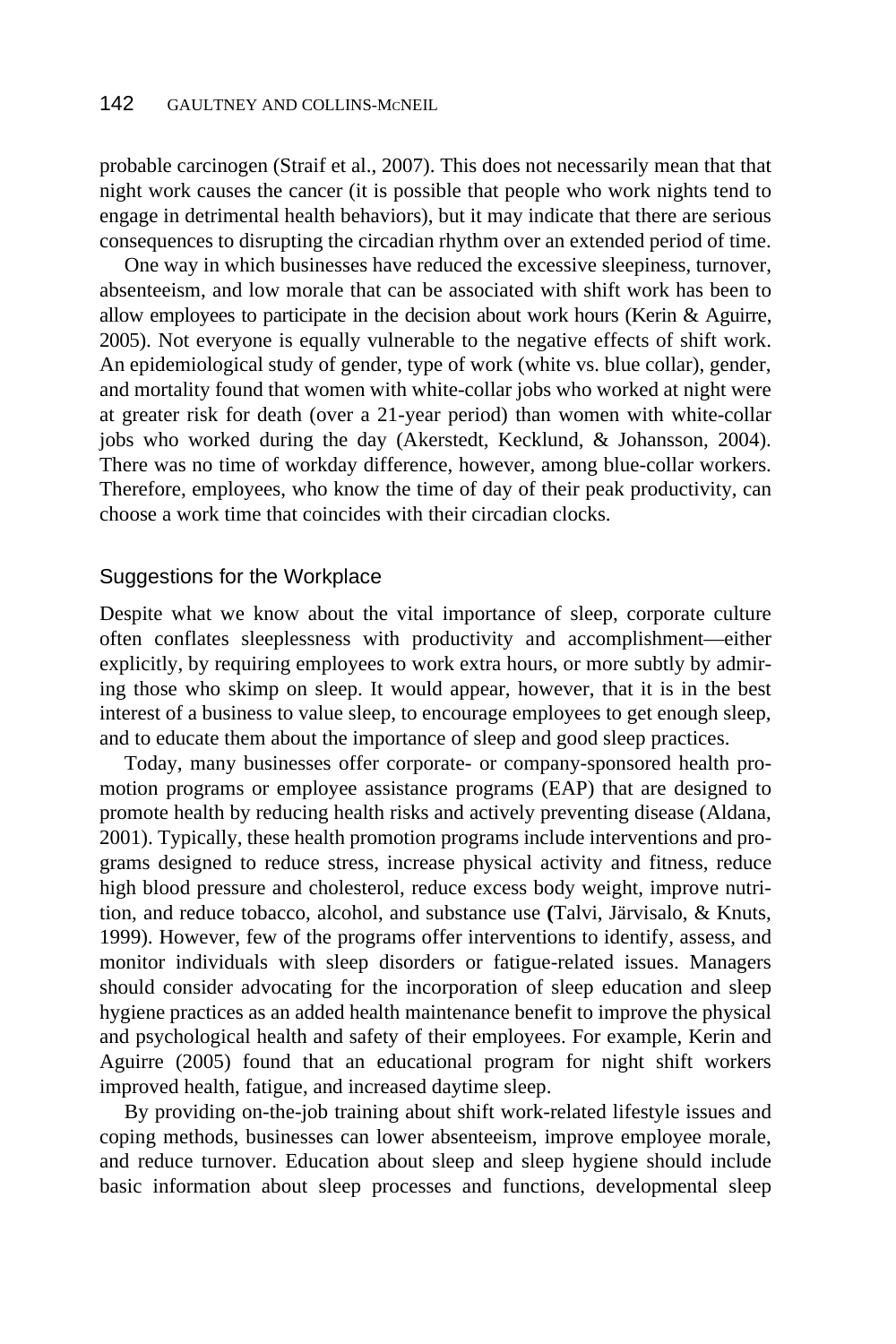probable carcinogen (Straif et al., 2007). This does not necessarily mean that that night work causes the cancer (it is possible that people who work nights tend to engage in detrimental health behaviors), but it may indicate that there are serious consequences to disrupting the circadian rhythm over an extended period of time.

One way in which businesses have reduced the excessive sleepiness, turnover, absenteeism, and low morale that can be associated with shift work has been to allow employees to participate in the decision about work hours (Kerin & Aguirre, 2005). Not everyone is equally vulnerable to the negative effects of shift work. An epidemiological study of gender, type of work (white vs. blue collar), gender, and mortality found that women with white-collar jobs who worked at night were at greater risk for death (over a 21-year period) than women with white-collar jobs who worked during the day (Akerstedt, Kecklund, & Johansson, 2004). There was no time of workday difference, however, among blue-collar workers. Therefore, employees, who know the time of day of their peak productivity, can choose a work time that coincides with their circadian clocks.

## Suggestions for the Workplace

Despite what we know about the vital importance of sleep, corporate culture often conflates sleeplessness with productivity and accomplishment—either explicitly, by requiring employees to work extra hours, or more subtly by admiring those who skimp on sleep. It would appear, however, that it is in the best interest of a business to value sleep, to encourage employees to get enough sleep, and to educate them about the importance of sleep and good sleep practices.

Today, many businesses offer corporate- or company-sponsored health promotion programs or employee assistance programs (EAP) that are designed to promote health by reducing health risks and actively preventing disease (Aldana, 2001). Typically, these health promotion programs include interventions and programs designed to reduce stress, increase physical activity and fitness, reduce high blood pressure and cholesterol, reduce excess body weight, improve nutrition, and reduce tobacco, alcohol, and substance use (Talvi, Järvisalo, & Knuts, 1999). However, few of the programs offer interventions to identify, assess, and monitor individuals with sleep disorders or fatigue-related issues. Managers should consider advocating for the incorporation of sleep education and sleep hygiene practices as an added health maintenance benefit to improve the physical and psychological health and safety of their employees. For example, Kerin and Aguirre (2005) found that an educational program for night shift workers improved health, fatigue, and increased daytime sleep.

By providing on-the-job training about shift work-related lifestyle issues and coping methods, businesses can lower absenteeism, improve employee morale, and reduce turnover. Education about sleep and sleep hygiene should include basic information about sleep processes and functions, developmental sleep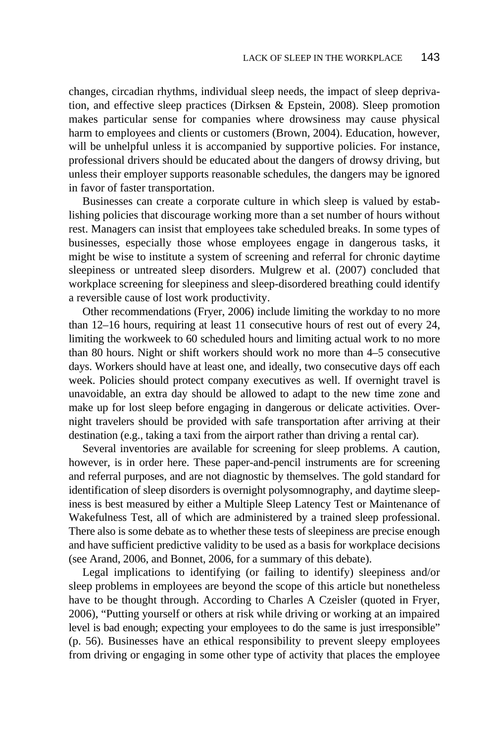changes, circadian rhythms, individual sleep needs, the impact of sleep deprivation, and effective sleep practices (Dirksen & Epstein, 2008). Sleep promotion makes particular sense for companies where drowsiness may cause physical harm to employees and clients or customers (Brown, 2004). Education, however, will be unhelpful unless it is accompanied by supportive policies. For instance, professional drivers should be educated about the dangers of drowsy driving, but unless their employer supports reasonable schedules, the dangers may be ignored in favor of faster transportation.

Businesses can create a corporate culture in which sleep is valued by establishing policies that discourage working more than a set number of hours without rest. Managers can insist that employees take scheduled breaks. In some types of businesses, especially those whose employees engage in dangerous tasks, it might be wise to institute a system of screening and referral for chronic daytime sleepiness or untreated sleep disorders. Mulgrew et al. (2007) concluded that workplace screening for sleepiness and sleep-disordered breathing could identify a reversible cause of lost work productivity.

Other recommendations (Fryer, 2006) include limiting the workday to no more than 12–16 hours, requiring at least 11 consecutive hours of rest out of every 24, limiting the workweek to 60 scheduled hours and limiting actual work to no more than 80 hours. Night or shift workers should work no more than 4–5 consecutive days. Workers should have at least one, and ideally, two consecutive days off each week. Policies should protect company executives as well. If overnight travel is unavoidable, an extra day should be allowed to adapt to the new time zone and make up for lost sleep before engaging in dangerous or delicate activities. Overnight travelers should be provided with safe transportation after arriving at their destination (e.g., taking a taxi from the airport rather than driving a rental car).

Several inventories are available for screening for sleep problems. A caution, however, is in order here. These paper-and-pencil instruments are for screening and referral purposes, and are not diagnostic by themselves. The gold standard for identification of sleep disorders is overnight polysomnography, and daytime sleepiness is best measured by either a Multiple Sleep Latency Test or Maintenance of Wakefulness Test, all of which are administered by a trained sleep professional. There also is some debate as to whether these tests of sleepiness are precise enough and have sufficient predictive validity to be used as a basis for workplace decisions (see Arand, 2006, and Bonnet, 2006, for a summary of this debate).

Legal implications to identifying (or failing to identify) sleepiness and/or sleep problems in employees are beyond the scope of this article but nonetheless have to be thought through. According to Charles A Czeisler (quoted in Fryer, 2006), "Putting yourself or others at risk while driving or working at an impaired level is bad enough; expecting your employees to do the same is just irresponsible" (p. 56). Businesses have an ethical responsibility to prevent sleepy employees from driving or engaging in some other type of activity that places the employee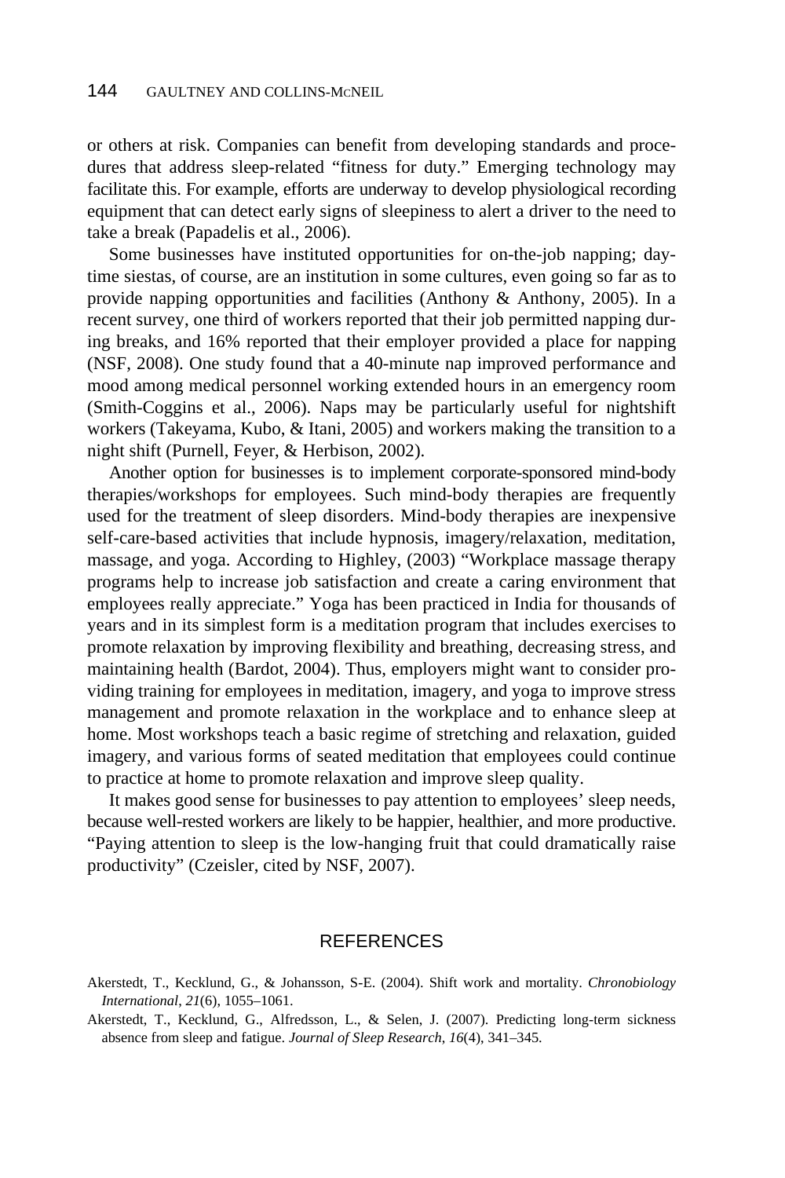or others at risk. Companies can benefit from developing standards and procedures that address sleep-related “fitness for duty.” Emerging technology may facilitate this. For example, efforts are underway to develop physiological recording equipment that can detect early signs of sleepiness to alert a driver to the need to take a break (Papadelis et al., 2006).

Some businesses have instituted opportunities for on-the-job napping; daytime siestas, of course, are an institution in some cultures, even going so far as to provide napping opportunities and facilities (Anthony & Anthony, 2005). In a recent survey, one third of workers reported that their job permitted napping during breaks, and 16% reported that their employer provided a place for napping (NSF, 2008). One study found that a 40-minute nap improved performance and mood among medical personnel working extended hours in an emergency room (Smith-Coggins et al., 2006). Naps may be particularly useful for nightshift workers (Takeyama, Kubo, & Itani, 2005) and workers making the transition to a night shift (Purnell, Feyer, & Herbison, 2002).

Another option for businesses is to implement corporate-sponsored mind-body therapies/workshops for employees. Such mind-body therapies are frequently used for the treatment of sleep disorders. Mind-body therapies are inexpensive self-care-based activities that include hypnosis, imagery/relaxation, meditation, massage, and yoga. According to Highley, (2003) “Workplace massage therapy programs help to increase job satisfaction and create a caring environment that employees really appreciate.” Yoga has been practiced in India for thousands of years and in its simplest form is a meditation program that includes exercises to promote relaxation by improving flexibility and breathing, decreasing stress, and maintaining health (Bardot, 2004). Thus, employers might want to consider providing training for employees in meditation, imagery, and yoga to improve stress management and promote relaxation in the workplace and to enhance sleep at home. Most workshops teach a basic regime of stretching and relaxation, guided imagery, and various forms of seated meditation that employees could continue to practice at home to promote relaxation and improve sleep quality.

It makes good sense for businesses to pay attention to employees’ sleep needs, because well-rested workers are likely to be happier, healthier, and more productive. “Paying attention to sleep is the low-hanging fruit that could dramatically raise productivity” (Czeisler, cited by NSF, 2007).

## REFERENCES

Akerstedt, T., Kecklund, G., & Johansson, S-E. (2004). Shift work and mortality. *Chronobiology International*, *21*(6), 1055–1061.

Akerstedt, T., Kecklund, G., Alfredsson, L., & Selen, J. (2007). Predicting long-term sickness absence from sleep and fatigue. *Journal of Sleep Research*, *16*(4), 341–345.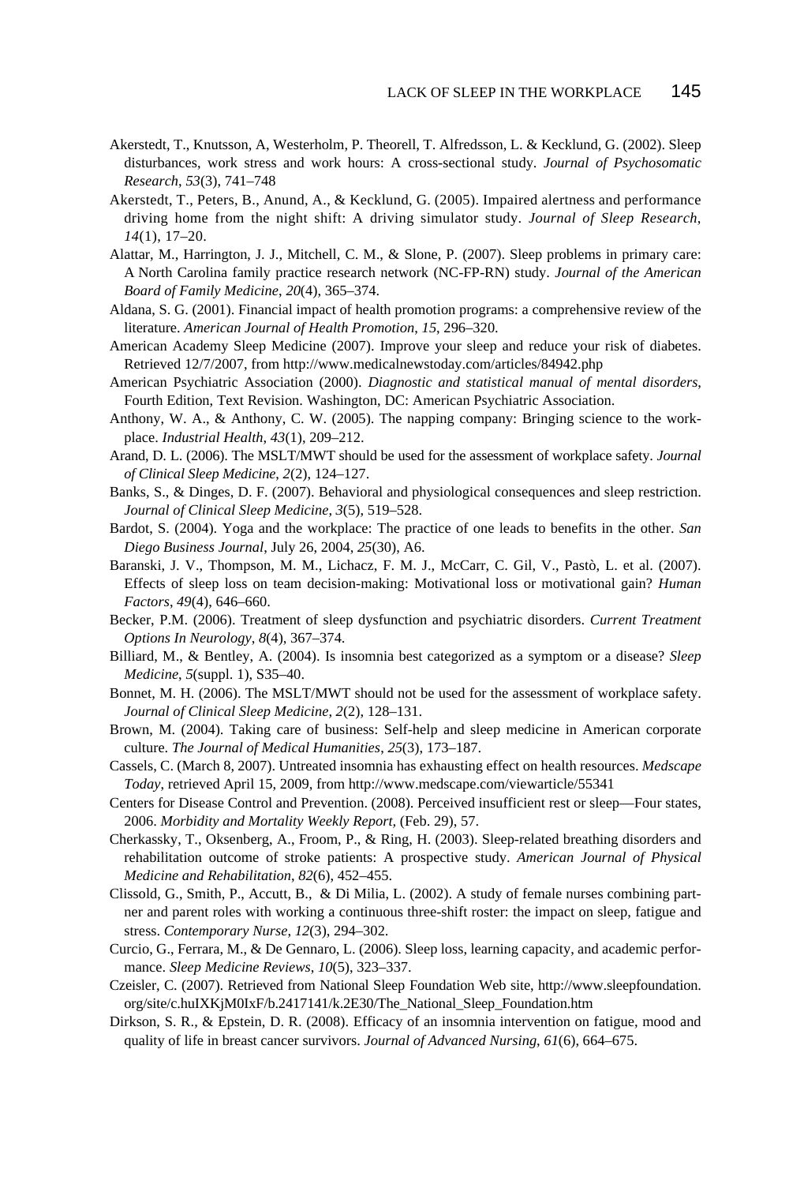Akerstedt, T., Knutsson, A, Westerholm, P. Theorell, T. Alfredsson, L. & Kecklund, G. (2002). Sleep disturbances, work stress and work hours: A cross-sectional study. *Journal of Psychosomatic Research*, *53*(3), 741–748

Akerstedt, T., Peters, B., Anund, A., & Kecklund, G. (2005). Impaired alertness and performance driving home from the night shift: A driving simulator study. *Journal of Sleep Research, 14*(1), 17–20.

Alattar, M., Harrington, J. J., Mitchell, C. M., & Slone, P. (2007). Sleep problems in primary care: A North Carolina family practice research network (NC-FP-RN) study. *Journal of the American Board of Family Medicine*, *20*(4), 365–374.

Aldana, S. G. (2001). Financial impact of health promotion programs: a comprehensive review of the literature. *American Journal of Health Promotion*, *15*, 296–320.

American Academy Sleep Medicine (2007). Improve your sleep and reduce your risk of diabetes. Retrieved 12/7/2007, from http://www.medicalnewstoday.com/articles/84942.php

American Psychiatric Association (2000). *Diagnostic and statistical manual of mental disorders*, Fourth Edition, Text Revision. Washington, DC: American Psychiatric Association.

Anthony, W. A., & Anthony, C. W. (2005). The napping company: Bringing science to the workplace. *Industrial Health*, *43*(1), 209–212.

Arand, D. L. (2006). The MSLT/MWT should be used for the assessment of workplace safety. *Journal of Clinical Sleep Medicine*, *2*(2), 124–127.

Banks, S., & Dinges, D. F. (2007). Behavioral and physiological consequences and sleep restriction. *Journal of Clinical Sleep Medicine*, *3*(5), 519–528.

Bardot, S. (2004). Yoga and the workplace: The practice of one leads to benefits in the other. *San Diego Business Journal*, July 26, 2004, *25*(30), A6.

Baranski, J. V., Thompson, M. M., Lichacz, F. M. J., McCarr, C. Gil, V., Pastò, L. et al. (2007). Effects of sleep loss on team decision-making: Motivational loss or motivational gain? *Human Factors*, *49*(4), 646–660.

Becker, P.M. (2006). Treatment of sleep dysfunction and psychiatric disorders. *Current Treatment Options In Neurology*, *8*(4), 367–374.

Billiard, M., & Bentley, A. (2004). Is insomnia best categorized as a symptom or a disease? *Sleep Medicine*, *5*(suppl. 1), S35–40.

Bonnet, M. H. (2006). The MSLT/MWT should not be used for the assessment of workplace safety. *Journal of Clinical Sleep Medicine*, *2*(2), 128–131.

Brown, M. (2004). Taking care of business: Self-help and sleep medicine in American corporate culture. *The Journal of Medical Humanities*, *25*(3), 173–187.

Cassels, C. (March 8, 2007). Untreated insomnia has exhausting effect on health resources. *Medscape Today*, retrieved April 15, 2009, from http://www.medscape.com/viewarticle/55341

Centers for Disease Control and Prevention. (2008). Perceived insufficient rest or sleep—Four states, 2006. *Morbidity and Mortality Weekly Report*, (Feb. 29), 57.

Cherkassky, T., Oksenberg, A., Froom, P., & Ring, H. (2003). Sleep-related breathing disorders and rehabilitation outcome of stroke patients: A prospective study. *American Journal of Physical Medicine and Rehabilitation*, *82*(6), 452–455.

Clissold, G., Smith, P., Accutt, B., & Di Milia, L. (2002). A study of female nurses combining partner and parent roles with working a continuous three-shift roster: the impact on sleep, fatigue and stress. *Contemporary Nurse*, *12*(3), 294–302.

Curcio, G., Ferrara, M., & De Gennaro, L. (2006). Sleep loss, learning capacity, and academic performance. *Sleep Medicine Reviews*, *10*(5), 323–337.

Czeisler, C. (2007). Retrieved from National Sleep Foundation Web site, http://www.sleepfoundation.org/site/c.huIXKjM0IxF/b.2417141/k.2E30/The_National_Sleep_Foundation.htm

Dirkson, S. R., & Epstein, D. R. (2008). Efficacy of an insomnia intervention on fatigue, mood and quality of life in breast cancer survivors. *Journal of Advanced Nursing*, *61*(6), 664–675.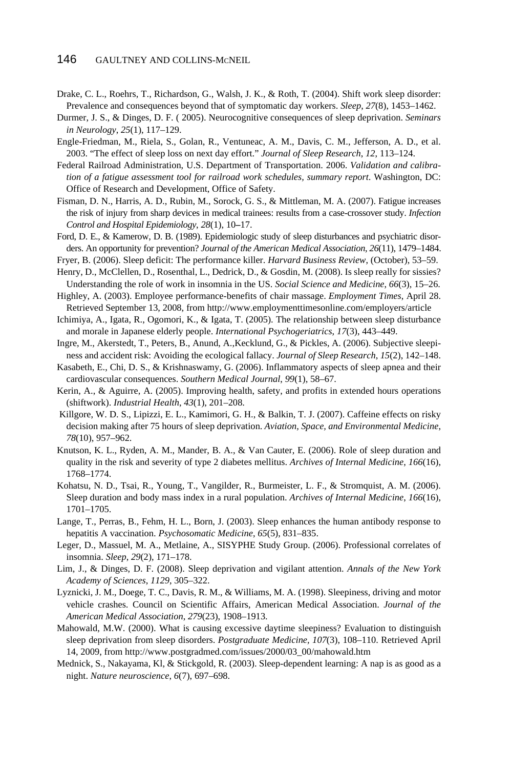Drake, C. L., Roehrs, T., Richardson, G., Walsh, J. K., & Roth, T. (2004). Shift work sleep disorder: Prevalence and consequences beyond that of symptomatic day workers. *Sleep*, *27*(8), 1453–1462.

Durmer, J. S., & Dinges, D. F. ( 2005). Neurocognitive consequences of sleep deprivation. *Seminars in Neurology*, *25*(1), 117–129.

Engle-Friedman, M., Riela, S., Golan, R., Ventuneac, A. M., Davis, C. M., Jefferson, A. D., et al. 2003. "The effect of sleep loss on next day effort." *Journal of Sleep Research*, *12*, 113–124.

Federal Railroad Administration, U.S. Department of Transportation. 2006. *Validation and calibration of a fatigue assessment tool for railroad work schedules, summary report*. Washington, DC: Office of Research and Development, Office of Safety.

Fisman, D. N., Harris, A. D., Rubin, M., Sorock, G. S., & Mittleman, M. A. (2007). Fatigue increases the risk of injury from sharp devices in medical trainees: results from a case-crossover study. *Infection Control and Hospital Epidemiology*, *28*(1), 10–17.

Ford, D. E., & Kamerow, D. B. (1989). Epidemiologic study of sleep disturbances and psychiatric disorders. An opportunity for prevention? *Journal of the American Medical Association*, *26*(11), 1479–1484.

Fryer, B. (2006). Sleep deficit: The performance killer. *Harvard Business Review*, (October), 53–59.

Henry, D., McClellen, D., Rosenthal, L., Dedrick, D., & Gosdin, M. (2008). Is sleep really for sissies? Understanding the role of work in insomnia in the US. *Social Science and Medicine*, *66*(3), 15–26.

Highley, A. (2003). Employee performance-benefits of chair massage. *Employment Times*, April 28. Retrieved September 13, 2008, from http://www.employmenttimesonline.com/employers/article

Ichimiya, A., Igata, R., Ogomori, K., & Igata, T. (2005). The relationship between sleep disturbance and morale in Japanese elderly people. *International Psychogeriatrics*, *17*(3), 443–449.

Ingre, M., Akerstedt, T., Peters, B., Anund, A.,Kecklund, G., & Pickles, A. (2006). Subjective sleepiness and accident risk: Avoiding the ecological fallacy. *Journal of Sleep Research*, *15*(2), 142–148.

Kasabeth, E., Chi, D. S., & Krishnaswamy, G. (2006). Inflammatory aspects of sleep apnea and their cardiovascular consequences. *Southern Medical Journal*, *99*(1), 58–67.

Kerin, A., & Aguirre, A. (2005). Improving health, safety, and profits in extended hours operations (shiftwork). *Industrial Health*, *43*(1), 201–208.

Killgore, W. D. S., Lipizzi, E. L., Kamimori, G. H., & Balkin, T. J. (2007). Caffeine effects on risky decision making after 75 hours of sleep deprivation. *Aviation, Space, and Environmental Medicine*, *78*(10), 957–962.

Knutson, K. L., Ryden, A. M., Mander, B. A., & Van Cauter, E. (2006). Role of sleep duration and quality in the risk and severity of type 2 diabetes mellitus. *Archives of Internal Medicine*, *166*(16), 1768–1774.

Kohatsu, N. D., Tsai, R., Young, T., Vangilder, R., Burmeister, L. F., & Stromquist, A. M. (2006). Sleep duration and body mass index in a rural population. *Archives of Internal Medicine*, *166*(16), 1701–1705.

Lange, T., Perras, B., Fehm, H. L., Born, J. (2003). Sleep enhances the human antibody response to hepatitis A vaccination. *Psychosomatic Medicine*, *65*(5), 831–835.

Leger, D., Massuel, M. A., Metlaine, A., SISYPHE Study Group. (2006). Professional correlates of insomnia. *Sleep*, *29*(2), 171–178.

Lim, J., & Dinges, D. F. (2008). Sleep deprivation and vigilant attention. *Annals of the New York Academy of Sciences*, *1129*, 305–322.

Lyznicki, J. M., Doege, T. C., Davis, R. M., & Williams, M. A. (1998). Sleepiness, driving and motor vehicle crashes. Council on Scientific Affairs, American Medical Association. *Journal of the American Medical Association*, *279*(23), 1908–1913.

Mahowald, M.W. (2000). What is causing excessive daytime sleepiness? Evaluation to distinguish sleep deprivation from sleep disorders. *Postgraduate Medicine*, *107*(3), 108–110. Retrieved April 14, 2009, from http://www.postgradmed.com/issues/2000/03_00/mahowald.htm

Mednick, S., Nakayama, Kl, & Stickgold, R. (2003). Sleep-dependent learning: A nap is as good as a night. *Nature neuroscience*, *6*(7), 697–698.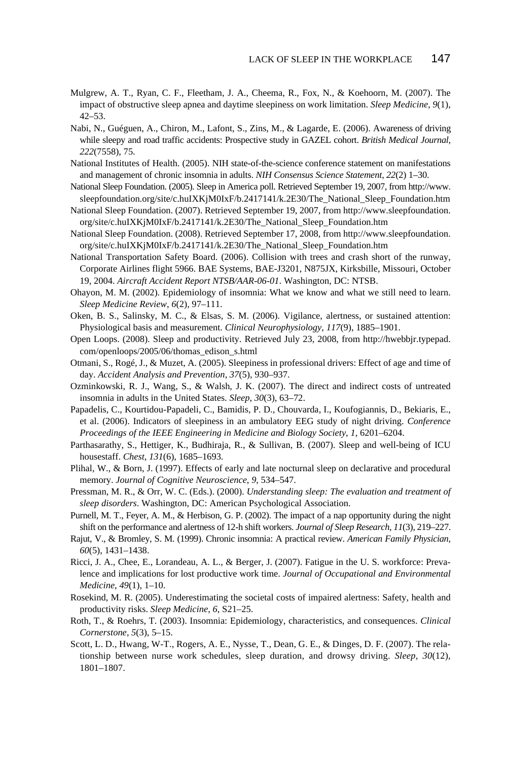Mulgrew, A. T., Ryan, C. F., Fleetham, J. A., Cheema, R., Fox, N., & Koehoorn, M. (2007). The impact of obstructive sleep apnea and daytime sleepiness on work limitation. *Sleep Medicine*, *9*(1), 42–53.

Nabi, N., Guéguen, A., Chiron, M., Lafont, S., Zins, M., & Lagarde, E. (2006). Awareness of driving while sleepy and road traffic accidents: Prospective study in GAZEL cohort. *British Medical Journal*, *222*(7558), 75.

National Institutes of Health. (2005). NIH state-of-the-science conference statement on manifestations and management of chronic insomnia in adults. *NIH Consensus Science Statement*, *22*(2) 1–30.

National Sleep Foundation. (2005). Sleep in America poll. Retrieved September 19, 2007, from http://www.sleepfoundation.org/site/c.huIXKjM0IxF/b.2417141/k.2E30/The_National_Sleep_Foundation.htm

National Sleep Foundation. (2007). Retrieved September 19, 2007, from http://www.sleepfoundation.org/site/c.huIXKjM0IxF/b.2417141/k.2E30/The_National_Sleep_Foundation.htm

National Sleep Foundation. (2008). Retrieved September 17, 2008, from http://www.sleepfoundation.org/site/c.huIXKjM0IxF/b.2417141/k.2E30/The_National_Sleep_Foundation.htm

National Transportation Safety Board. (2006). Collision with trees and crash short of the runway, Corporate Airlines flight 5966. BAE Systems, BAE-J3201, N875JX, Kirksbille, Missouri, October 19, 2004. *Aircraft Accident Report NTSB/AAR-06-01*. Washington, DC: NTSB.

Ohayon, M. M. (2002). Epidemiology of insomnia: What we know and what we still need to learn. *Sleep Medicine Review*, *6*(2), 97–111.

Oken, B. S., Salinsky, M. C., & Elsas, S. M. (2006). Vigilance, alertness, or sustained attention: Physiological basis and measurement. *Clinical Neurophysiology*, *117*(9), 1885–1901.

Open Loops. (2008). Sleep and productivity. Retrieved July 23, 2008, from http://hwebbjr.typepad.com/openloops/2005/06/thomas_edison_s.html

Otmani, S., Rogé, J., & Muzet, A. (2005). Sleepiness in professional drivers: Effect of age and time of day. *Accident Analysis and Prevention*, *37*(5), 930–937.

Ozminkowski, R. J., Wang, S., & Walsh, J. K. (2007). The direct and indirect costs of untreated insomnia in adults in the United States. *Sleep*, *30*(3), 63–72.

Papadelis, C., Kourtidou-Papadeli, C., Bamidis, P. D., Chouvarda, I., Koufogiannis, D., Bekiaris, E., et al. (2006). Indicators of sleepiness in an ambulatory EEG study of night driving. *Conference Proceedings of the IEEE Engineering in Medicine and Biology Society*, *1*, 6201–6204.

Parthasarathy, S., Hettiger, K., Budhiraja, R., & Sullivan, B. (2007). Sleep and well-being of ICU housestaff. *Chest*, *131*(6), 1685–1693.

Plihal, W., & Born, J. (1997). Effects of early and late nocturnal sleep on declarative and procedural memory. *Journal of Cognitive Neuroscience*, *9*, 534–547.

Pressman, M. R., & Orr, W. C. (Eds.). (2000). *Understanding sleep: The evaluation and treatment of sleep disorders*. Washington, DC: American Psychological Association.

Purnell, M. T., Feyer, A. M., & Herbison, G. P. (2002). The impact of a nap opportunity during the night shift on the performance and alertness of 12-h shift workers. *Journal of Sleep Research*, *11*(3), 219–227.

Rajut, V., & Bromley, S. M. (1999). Chronic insomnia: A practical review. *American Family Physician*, *60*(5), 1431–1438.

Ricci, J. A., Chee, E., Lorandeau, A. L., & Berger, J. (2007). Fatigue in the U. S. workforce: Prevalence and implications for lost productive work time. *Journal of Occupational and Environmental Medicine*, *49*(1), 1–10.

Rosekind, M. R. (2005). Underestimating the societal costs of impaired alertness: Safety, health and productivity risks. *Sleep Medicine*, *6*, S21–25.

Roth, T., & Roehrs, T. (2003). Insomnia: Epidemiology, characteristics, and consequences. *Clinical Cornerstone*, *5*(3), 5–15.

Scott, L. D., Hwang, W-T., Rogers, A. E., Nysse, T., Dean, G. E., & Dinges, D. F. (2007). The relationship between nurse work schedules, sleep duration, and drowsy driving. *Sleep*, *30*(12), 1801–1807.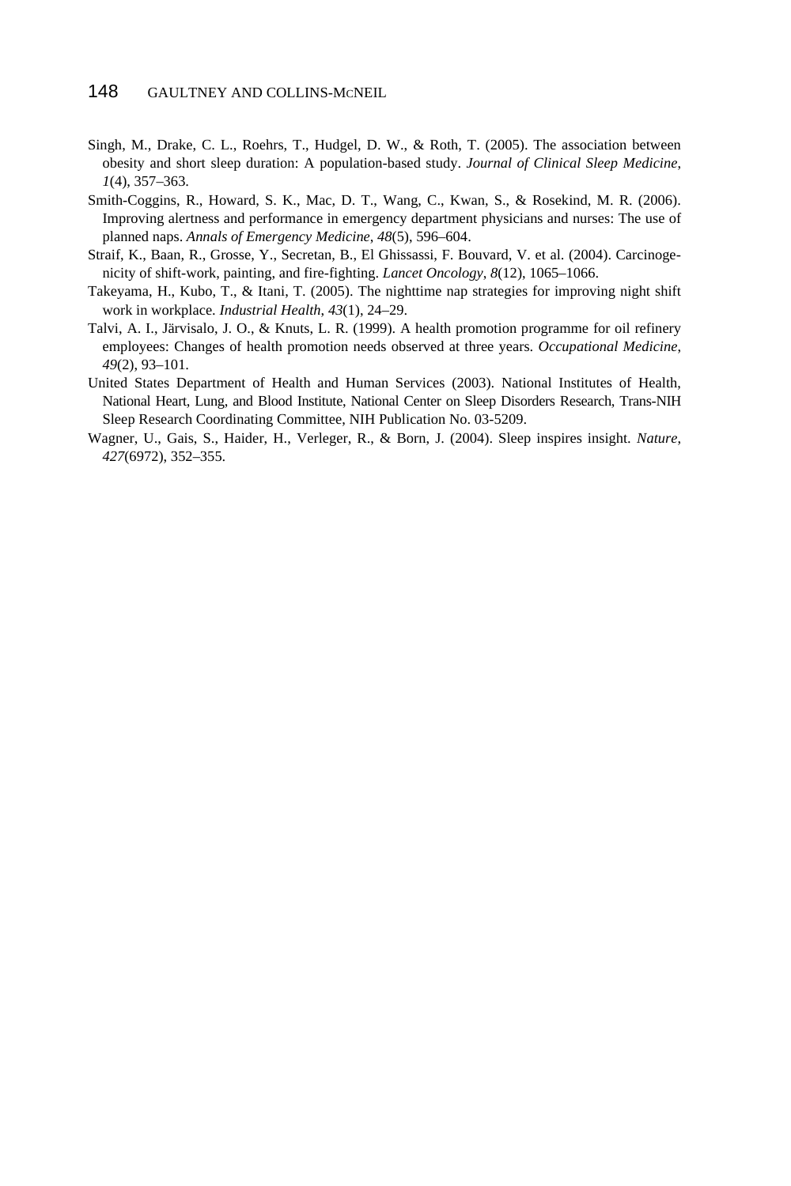Singh, M., Drake, C. L., Roehrs, T., Hudgel, D. W., & Roth, T. (2005). The association between obesity and short sleep duration: A population-based study. *Journal of Clinical Sleep Medicine*, *1*(4), 357–363.

Smith-Coggins, R., Howard, S. K., Mac, D. T., Wang, C., Kwan, S., & Rosekind, M. R. (2006). Improving alertness and performance in emergency department physicians and nurses: The use of planned naps. *Annals of Emergency Medicine*, *48*(5), 596–604.

Straif, K., Baan, R., Grosse, Y., Secretan, B., El Ghissassi, F. Bouvard, V. et al. (2004). Carcinogenicity of shift-work, painting, and fire-fighting. *Lancet Oncology*, *8*(12), 1065–1066.

Takeyama, H., Kubo, T., & Itani, T. (2005). The nighttime nap strategies for improving night shift work in workplace. *Industrial Health*, *43*(1), 24–29.

Talvi, A. I., Järvisalo, J. O., & Knuts, L. R. (1999). A health promotion programme for oil refinery employees: Changes of health promotion needs observed at three years. *Occupational Medicine*, *49*(2), 93–101.

United States Department of Health and Human Services (2003). National Institutes of Health, National Heart, Lung, and Blood Institute, National Center on Sleep Disorders Research, Trans-NIH Sleep Research Coordinating Committee, NIH Publication No. 03-5209.

Wagner, U., Gais, S., Haider, H., Verleger, R., & Born, J. (2004). Sleep inspires insight. *Nature*, *427*(6972), 352–355.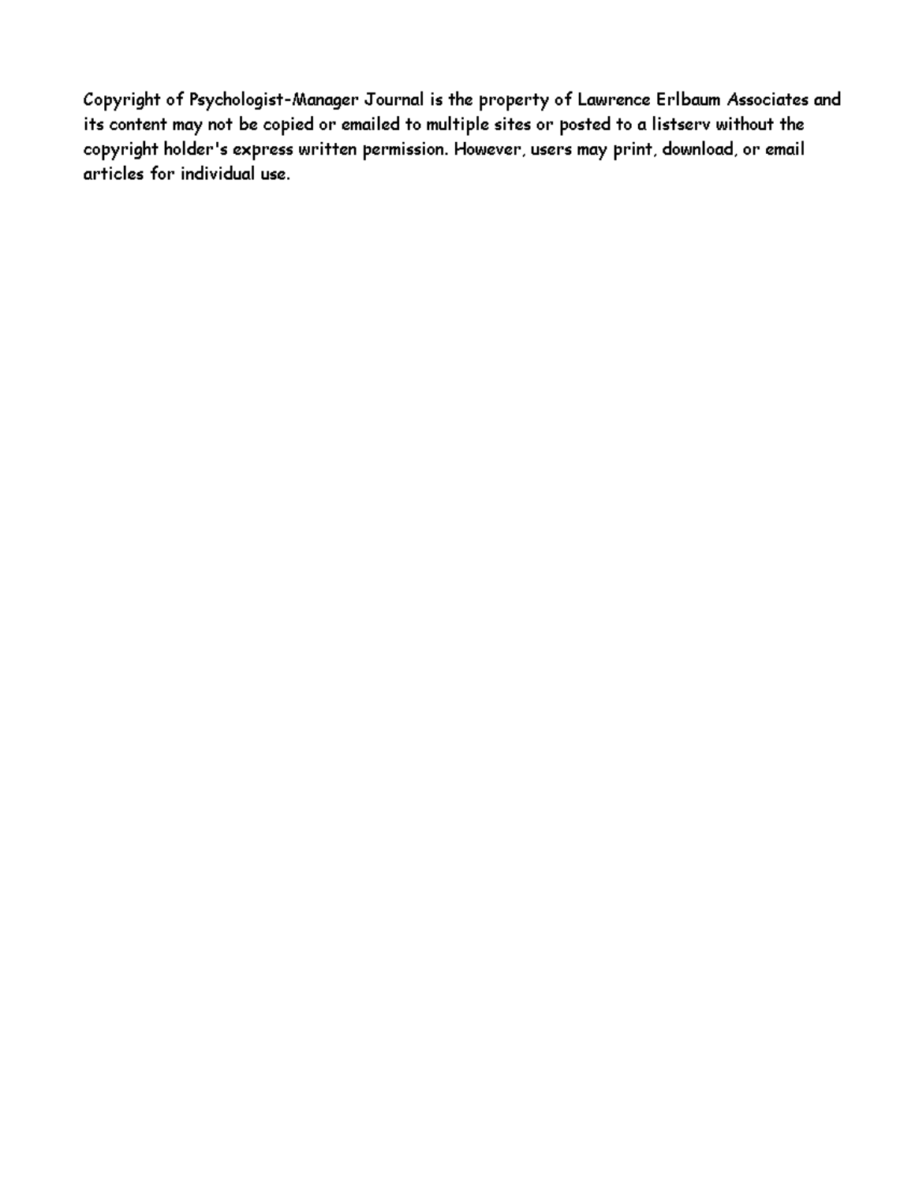Copyright of Psychologist-Manager Journal is the property of Lawrence Erlbaum Associates and its content may not be copied or emailed to multiple sites or posted to a listserv without the copyright holder's express written permission. However, users may print, download, or email articles for individual use.